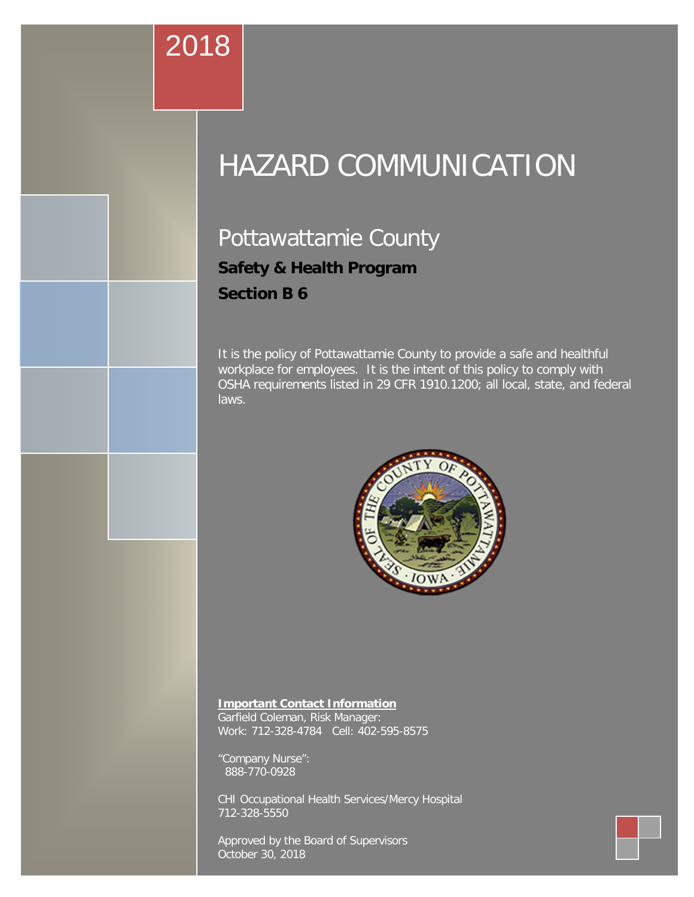2018

# HAZARD COMMUNICATION

## Pottawattamie County

**Safety & Health Program**

**Section B 6**

It is the policy of Pottawattamie County to provide a safe and healthful workplace for employees. It is the intent of this policy to comply with OSHA requirements listed in 29 CFR 1910.1200; all local, state, and federal laws.

**Important Contact Information**

Garfield Coleman, Risk Manager:
Work: 712-328-4784 Cell: 402-595-8575

"Company Nurse":
888-770-0928

CHI Occupational Health Services/Mercy Hospital
712-328-5550

Approved by the Board of Supervisors
October 30, 2018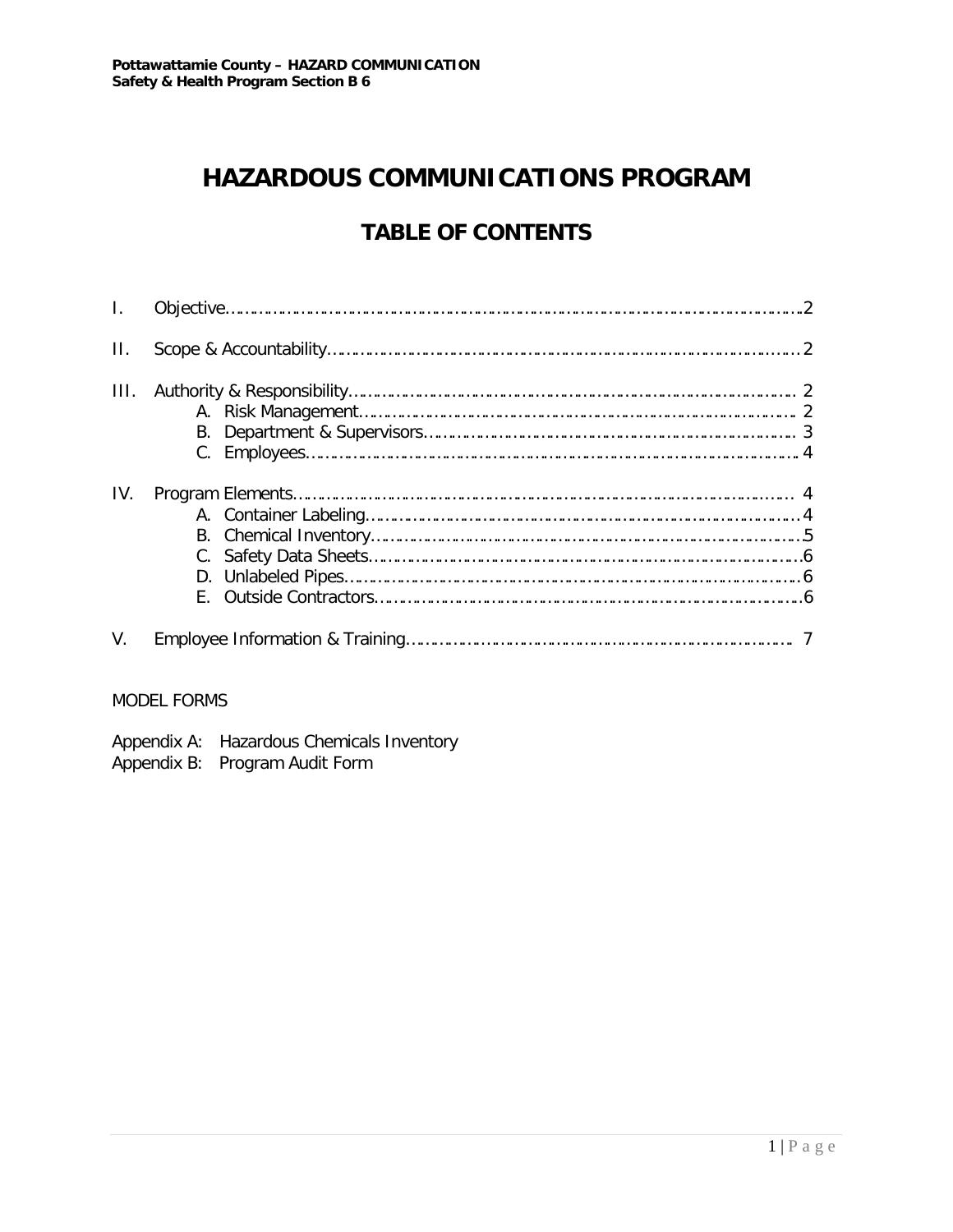# HAZARDOUS COMMUNICATIONS PROGRAM

## TABLE OF CONTENTS

| | | |
|---|---|---|
| I. | Objective | 2 |
| II. | Scope & Accountability | 2 |
| III. | Authority & Responsibility | 2 |
| | A. Risk Management | 2 |
| | B. Department & Supervisors | 3 |
| | C. Employees | 4 |
| IV. | Program Elements | 4 |
| | A. Container Labeling | 4 |
| | B. Chemical Inventory | 5 |
| | C. Safety Data Sheets | 6 |
| | D. Unlabeled Pipes | 6 |
| | E. Outside Contractors | 6 |
| V. | Employee Information & Training | 7 |

MODEL FORMS

Appendix A: Hazardous Chemicals Inventory
Appendix B: Program Audit Form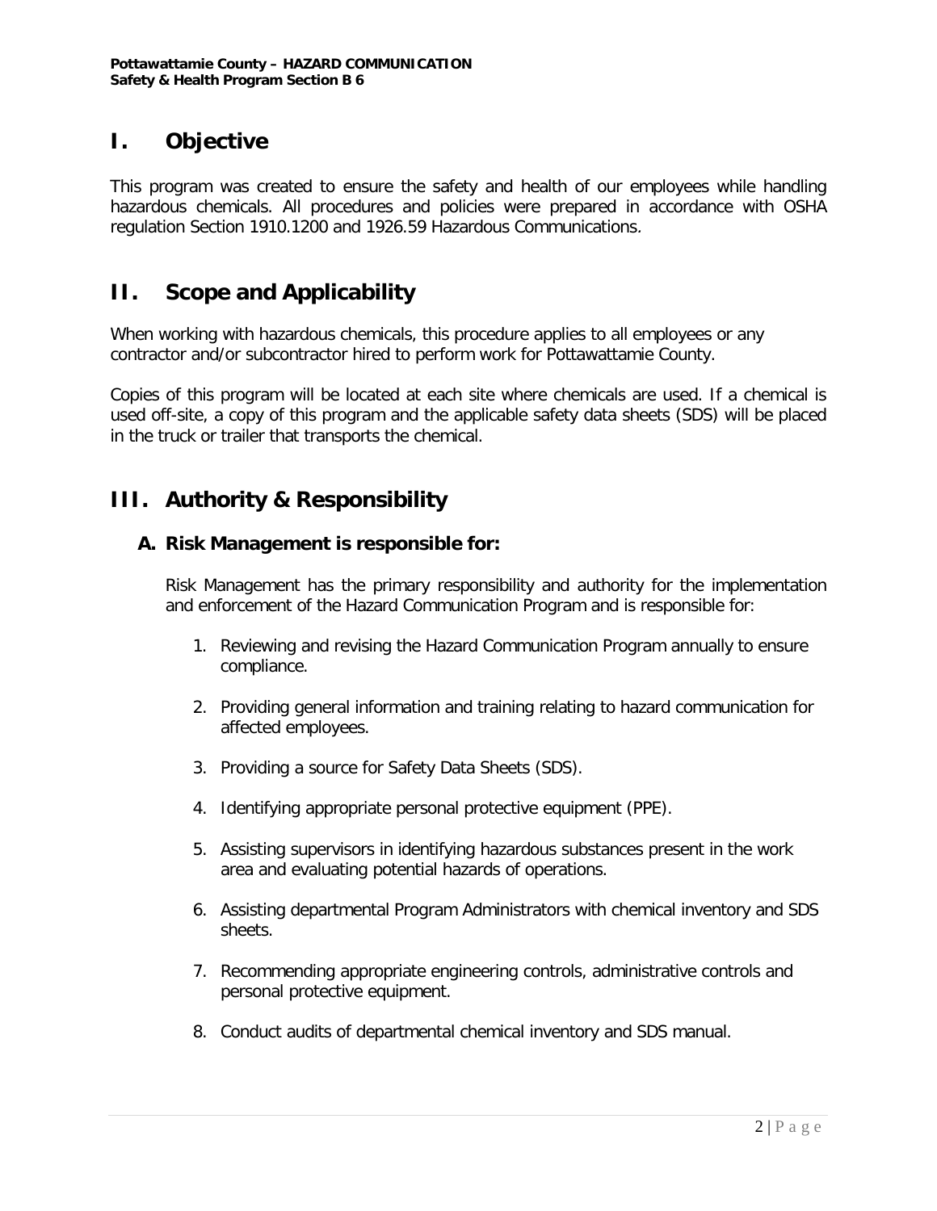## I. Objective

This program was created to ensure the safety and health of our employees while handling hazardous chemicals. All procedures and policies were prepared in accordance with OSHA regulation Section 1910.1200 and 1926.59 Hazardous Communications.

## II. Scope and Applicability

When working with hazardous chemicals, this procedure applies to all employees or any contractor and/or subcontractor hired to perform work for Pottawattamie County.

Copies of this program will be located at each site where chemicals are used. If a chemical is used off-site, a copy of this program and the applicable safety data sheets (SDS) will be placed in the truck or trailer that transports the chemical.

## III. Authority & Responsibility

### A. Risk Management is responsible for:

Risk Management has the primary responsibility and authority for the implementation and enforcement of the Hazard Communication Program and is responsible for:

1. Reviewing and revising the Hazard Communication Program annually to ensure compliance.
2. Providing general information and training relating to hazard communication for affected employees.
3. Providing a source for Safety Data Sheets (SDS).
4. Identifying appropriate personal protective equipment (PPE).
5. Assisting supervisors in identifying hazardous substances present in the work area and evaluating potential hazards of operations.
6. Assisting departmental Program Administrators with chemical inventory and SDS sheets.
7. Recommending appropriate engineering controls, administrative controls and personal protective equipment.
8. Conduct audits of departmental chemical inventory and SDS manual.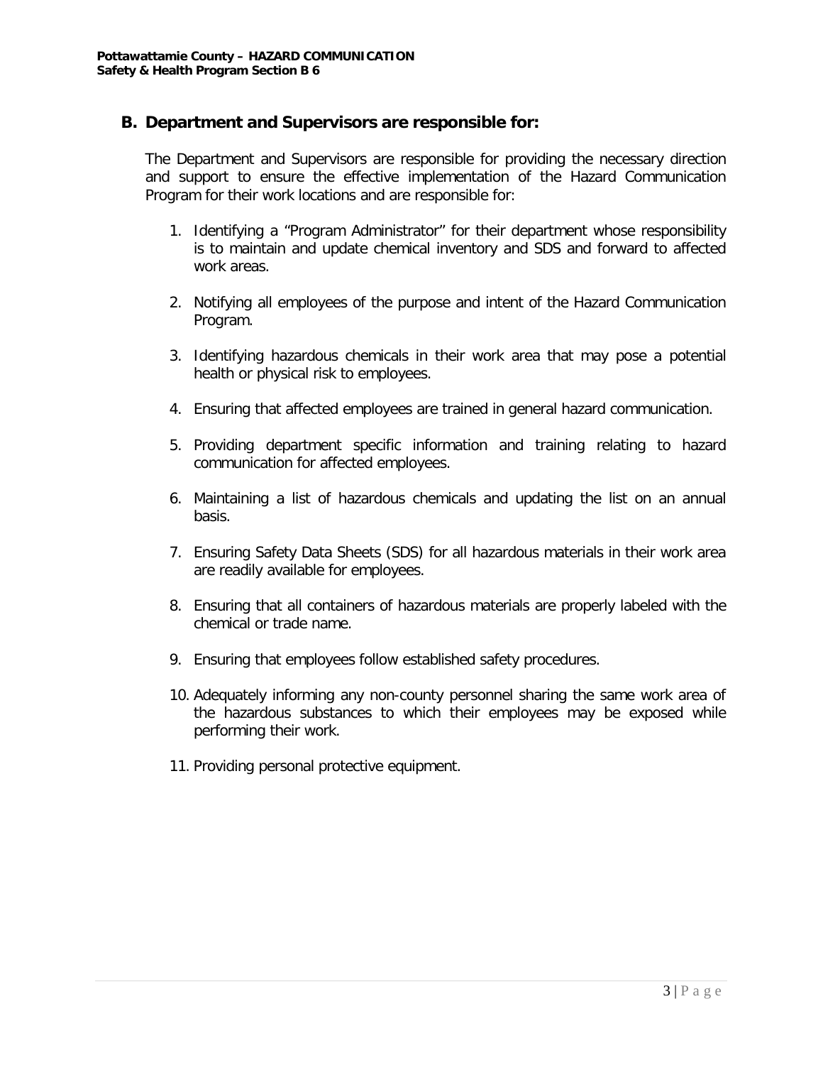## B. Department and Supervisors are responsible for:

The Department and Supervisors are responsible for providing the necessary direction and support to ensure the effective implementation of the Hazard Communication Program for their work locations and are responsible for:

1. Identifying a "Program Administrator" for their department whose responsibility is to maintain and update chemical inventory and SDS and forward to affected work areas.

2. Notifying all employees of the purpose and intent of the Hazard Communication Program.

3. Identifying hazardous chemicals in their work area that may pose a potential health or physical risk to employees.

4. Ensuring that affected employees are trained in general hazard communication.

5. Providing department specific information and training relating to hazard communication for affected employees.

6. Maintaining a list of hazardous chemicals and updating the list on an annual basis.

7. Ensuring Safety Data Sheets (SDS) for all hazardous materials in their work area are readily available for employees.

8. Ensuring that all containers of hazardous materials are properly labeled with the chemical or trade name.

9. Ensuring that employees follow established safety procedures.

10. Adequately informing any non-county personnel sharing the same work area of the hazardous substances to which their employees may be exposed while performing their work.

11. Providing personal protective equipment.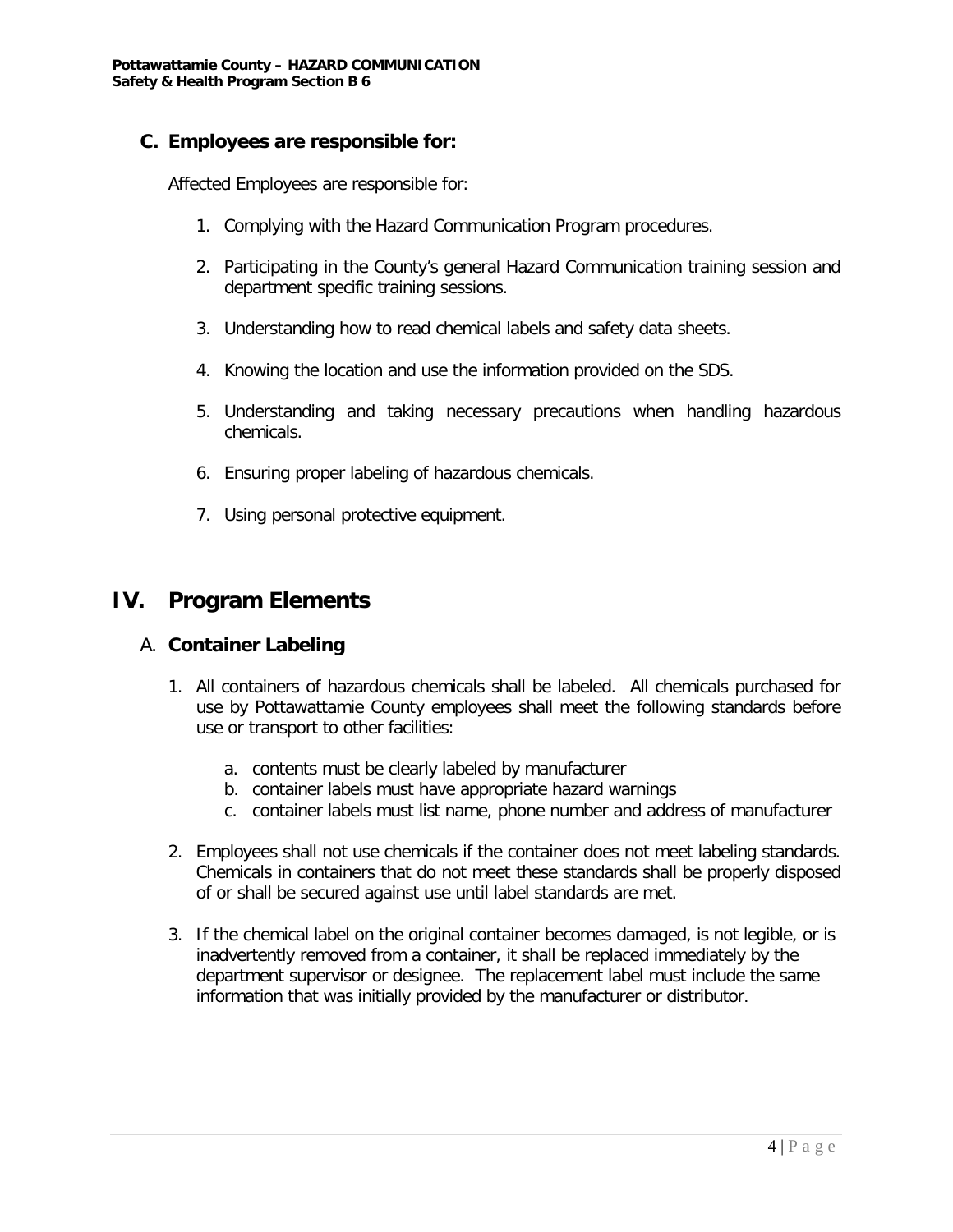### C. Employees are responsible for:

Affected Employees are responsible for:

1. Complying with the Hazard Communication Program procedures.

2. Participating in the County's general Hazard Communication training session and department specific training sessions.

3. Understanding how to read chemical labels and safety data sheets.

4. Knowing the location and use the information provided on the SDS.

5. Understanding and taking necessary precautions when handling hazardous chemicals.

6. Ensuring proper labeling of hazardous chemicals.

7. Using personal protective equipment.

## IV. Program Elements

### A. Container Labeling

1. All containers of hazardous chemicals shall be labeled. All chemicals purchased for use by Pottawattamie County employees shall meet the following standards before use or transport to other facilities:

   a. contents must be clearly labeled by manufacturer
   b. container labels must have appropriate hazard warnings
   c. container labels must list name, phone number and address of manufacturer

2. Employees shall not use chemicals if the container does not meet labeling standards. Chemicals in containers that do not meet these standards shall be properly disposed of or shall be secured against use until label standards are met.

3. If the chemical label on the original container becomes damaged, is not legible, or is inadvertently removed from a container, it shall be replaced immediately by the department supervisor or designee. The replacement label must include the same information that was initially provided by the manufacturer or distributor.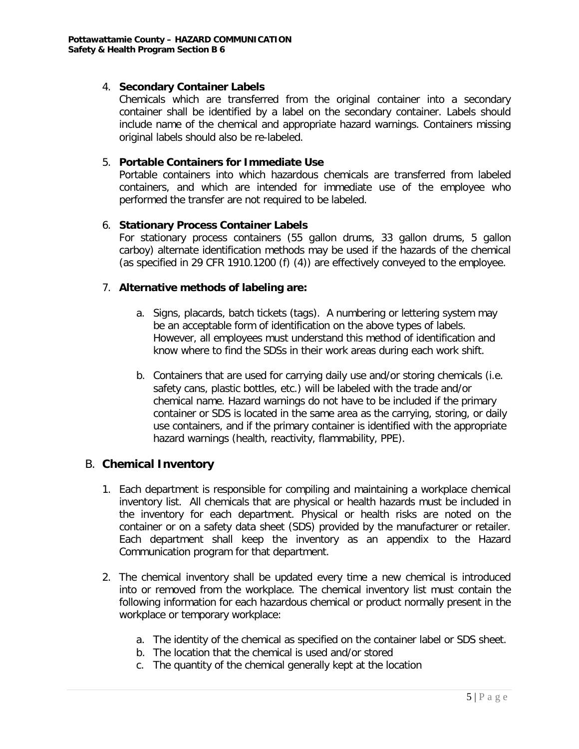4. **Secondary Container Labels**
   Chemicals which are transferred from the original container into a secondary container shall be identified by a label on the secondary container. Labels should include name of the chemical and appropriate hazard warnings. Containers missing original labels should also be re-labeled.

5. **Portable Containers for Immediate Use**
   Portable containers into which hazardous chemicals are transferred from labeled containers, and which are intended for immediate use of the employee who performed the transfer are not required to be labeled.

6. **Stationary Process Container Labels**
   For stationary process containers (55 gallon drums, 33 gallon drums, 5 gallon carboy) alternate identification methods may be used if the hazards of the chemical (as specified in 29 CFR 1910.1200 (f) (4)) are effectively conveyed to the employee.

7. **Alternative methods of labeling are:**

   a. Signs, placards, batch tickets (tags). A numbering or lettering system may be an acceptable form of identification on the above types of labels. However, all employees must understand this method of identification and know where to find the SDSs in their work areas during each work shift.

   b. Containers that are used for carrying daily use and/or storing chemicals (i.e. safety cans, plastic bottles, etc.) will be labeled with the trade and/or chemical name. Hazard warnings do not have to be included if the primary container or SDS is located in the same area as the carrying, storing, or daily use containers, and if the primary container is identified with the appropriate hazard warnings (health, reactivity, flammability, PPE).

## B. Chemical Inventory

1. Each department is responsible for compiling and maintaining a workplace chemical inventory list. All chemicals that are physical or health hazards must be included in the inventory for each department. Physical or health risks are noted on the container or on a safety data sheet (SDS) provided by the manufacturer or retailer. Each department shall keep the inventory as an appendix to the Hazard Communication program for that department.

2. The chemical inventory shall be updated every time a new chemical is introduced into or removed from the workplace. The chemical inventory list must contain the following information for each hazardous chemical or product normally present in the workplace or temporary workplace:

   a. The identity of the chemical as specified on the container label or SDS sheet.
   b. The location that the chemical is used and/or stored
   c. The quantity of the chemical generally kept at the location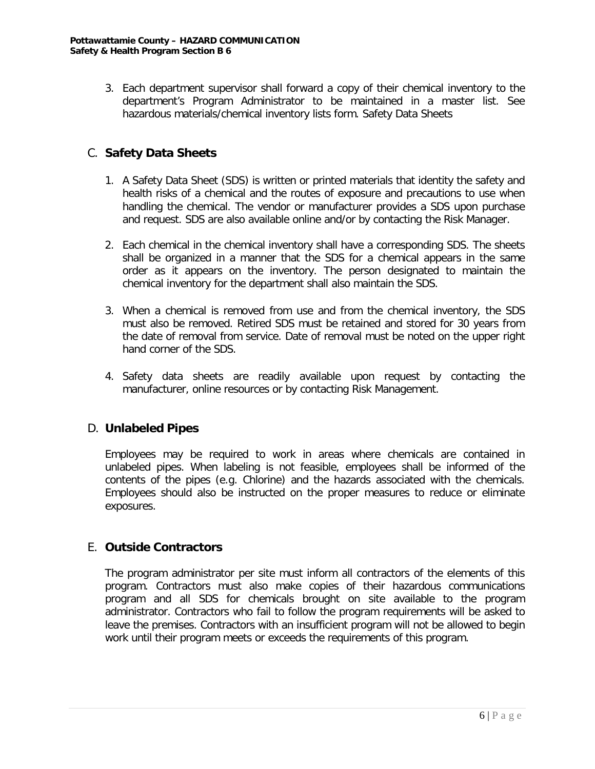3. Each department supervisor shall forward a copy of their chemical inventory to the department's Program Administrator to be maintained in a master list. See hazardous materials/chemical inventory lists form. Safety Data Sheets

## C. **Safety Data Sheets**

1. A Safety Data Sheet (SDS) is written or printed materials that identity the safety and health risks of a chemical and the routes of exposure and precautions to use when handling the chemical. The vendor or manufacturer provides a SDS upon purchase and request. SDS are also available online and/or by contacting the Risk Manager.

2. Each chemical in the chemical inventory shall have a corresponding SDS. The sheets shall be organized in a manner that the SDS for a chemical appears in the same order as it appears on the inventory. The person designated to maintain the chemical inventory for the department shall also maintain the SDS.

3. When a chemical is removed from use and from the chemical inventory, the SDS must also be removed. Retired SDS must be retained and stored for 30 years from the date of removal from service. Date of removal must be noted on the upper right hand corner of the SDS.

4. Safety data sheets are readily available upon request by contacting the manufacturer, online resources or by contacting Risk Management.

## D. **Unlabeled Pipes**

Employees may be required to work in areas where chemicals are contained in unlabeled pipes. When labeling is not feasible, employees shall be informed of the contents of the pipes (e.g. Chlorine) and the hazards associated with the chemicals. Employees should also be instructed on the proper measures to reduce or eliminate exposures.

## E. **Outside Contractors**

The program administrator per site must inform all contractors of the elements of this program. Contractors must also make copies of their hazardous communications program and all SDS for chemicals brought on site available to the program administrator. Contractors who fail to follow the program requirements will be asked to leave the premises. Contractors with an insufficient program will not be allowed to begin work until their program meets or exceeds the requirements of this program.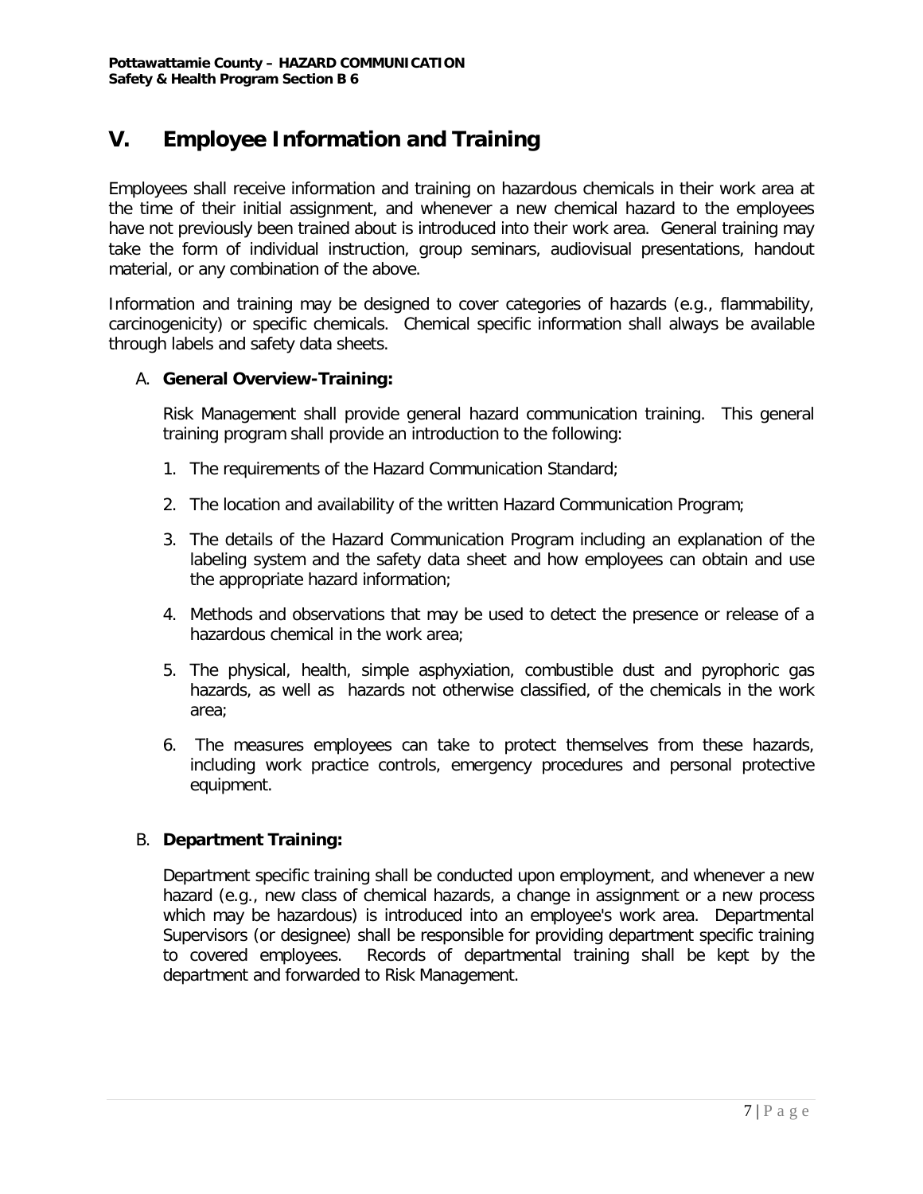## V. Employee Information and Training

Employees shall receive information and training on hazardous chemicals in their work area at the time of their initial assignment, and whenever a new chemical hazard to the employees have not previously been trained about is introduced into their work area. General training may take the form of individual instruction, group seminars, audiovisual presentations, handout material, or any combination of the above.

Information and training may be designed to cover categories of hazards (e.g., flammability, carcinogenicity) or specific chemicals. Chemical specific information shall always be available through labels and safety data sheets.

A. **General Overview-Training:**

Risk Management shall provide general hazard communication training. This general training program shall provide an introduction to the following:

1. The requirements of the Hazard Communication Standard;
2. The location and availability of the written Hazard Communication Program;
3. The details of the Hazard Communication Program including an explanation of the labeling system and the safety data sheet and how employees can obtain and use the appropriate hazard information;
4. Methods and observations that may be used to detect the presence or release of a hazardous chemical in the work area;
5. The physical, health, simple asphyxiation, combustible dust and pyrophoric gas hazards, as well as hazards not otherwise classified, of the chemicals in the work area;
6. The measures employees can take to protect themselves from these hazards, including work practice controls, emergency procedures and personal protective equipment.

B. **Department Training:**

Department specific training shall be conducted upon employment, and whenever a new hazard (e.g., new class of chemical hazards, a change in assignment or a new process which may be hazardous) is introduced into an employee's work area. Departmental Supervisors (or designee) shall be responsible for providing department specific training to covered employees. Records of departmental training shall be kept by the department and forwarded to Risk Management.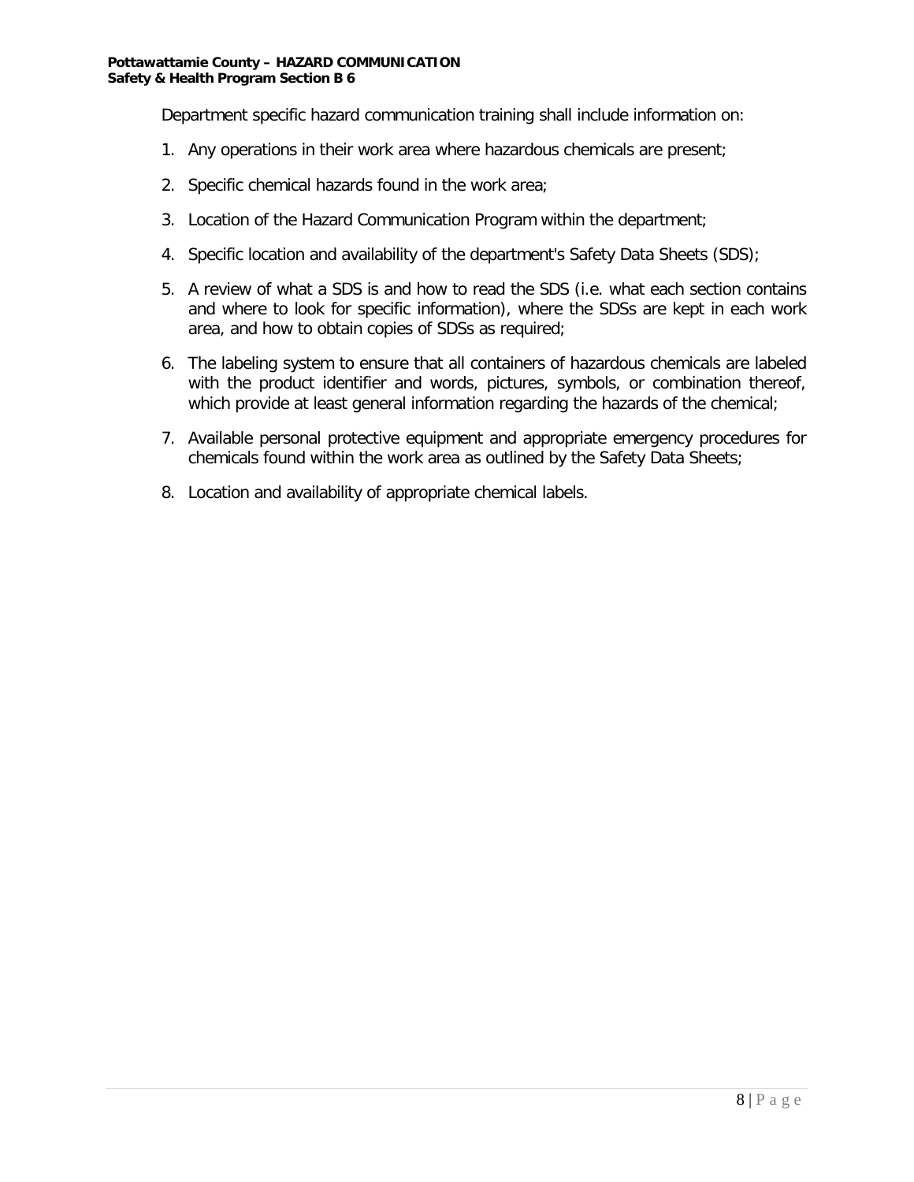Department specific hazard communication training shall include information on:

1. Any operations in their work area where hazardous chemicals are present;
2. Specific chemical hazards found in the work area;
3. Location of the Hazard Communication Program within the department;
4. Specific location and availability of the department's Safety Data Sheets (SDS);
5. A review of what a SDS is and how to read the SDS (i.e. what each section contains and where to look for specific information), where the SDSs are kept in each work area, and how to obtain copies of SDSs as required;
6. The labeling system to ensure that all containers of hazardous chemicals are labeled with the product identifier and words, pictures, symbols, or combination thereof, which provide at least general information regarding the hazards of the chemical;
7. Available personal protective equipment and appropriate emergency procedures for chemicals found within the work area as outlined by the Safety Data Sheets;
8. Location and availability of appropriate chemical labels.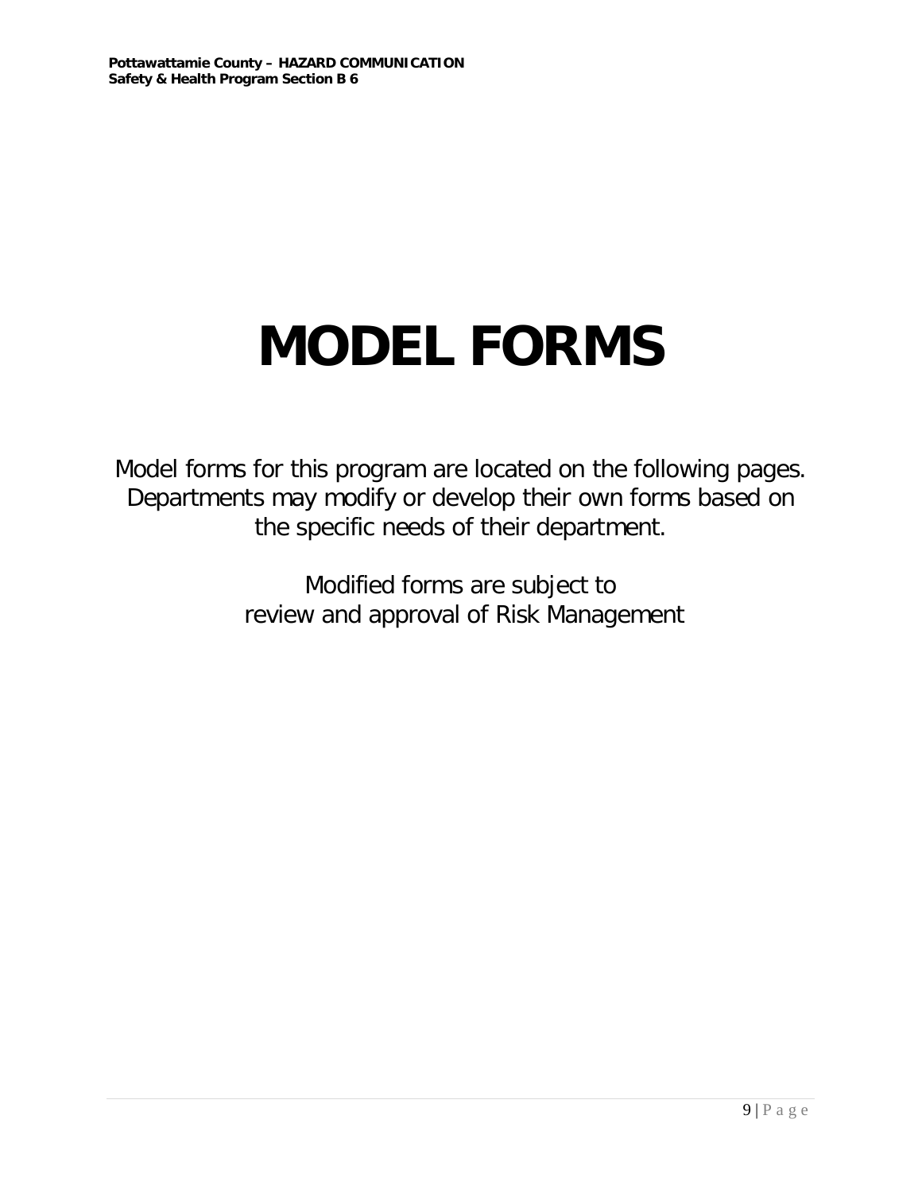# MODEL FORMS

Model forms for this program are located on the following pages. Departments may modify or develop their own forms based on the specific needs of their department.

Modified forms are subject to review and approval of Risk Management